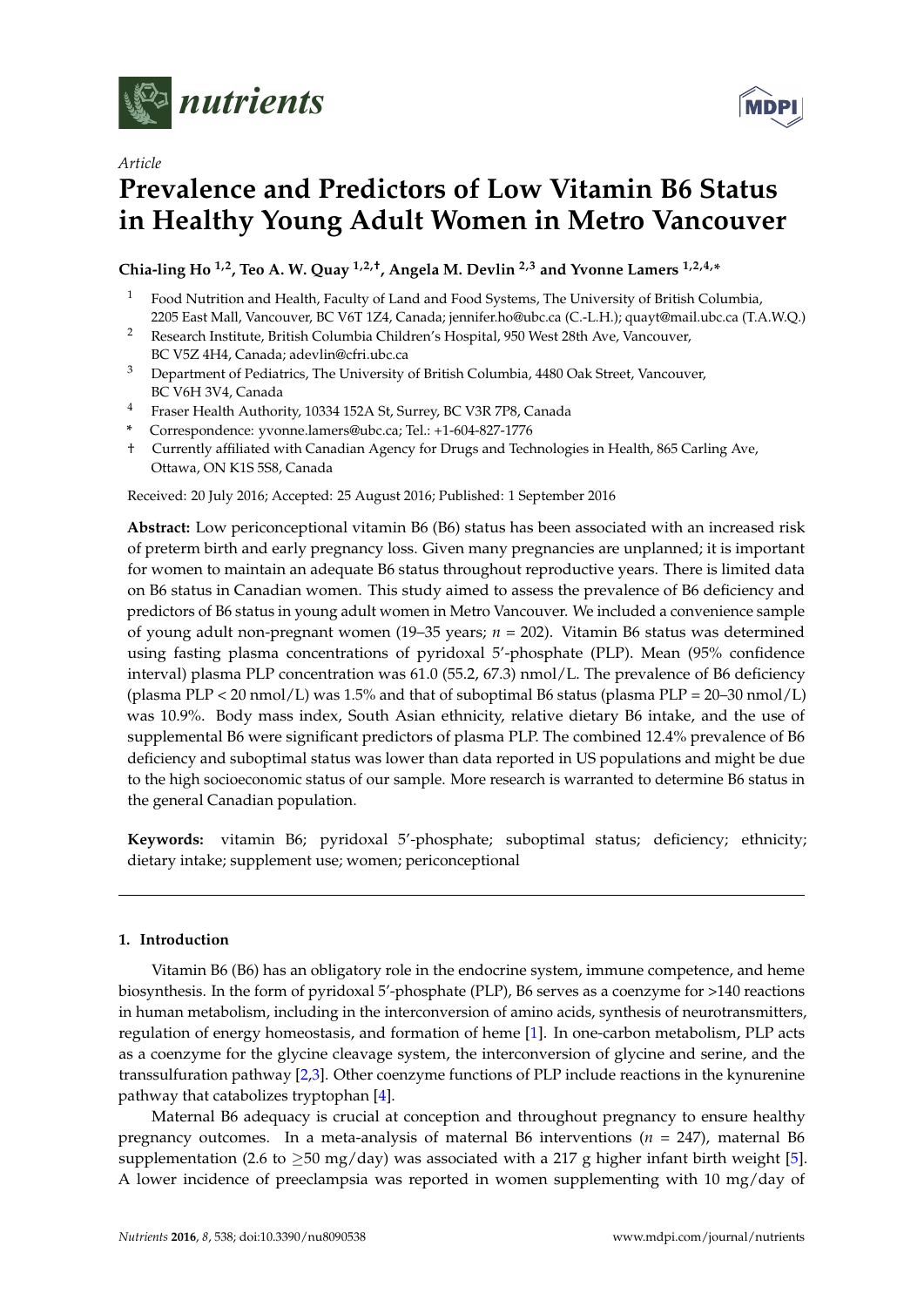*Article*

# Prevalence and Predictors of Low Vitamin B6 Status in Healthy Young Adult Women in Metro Vancouver

**Chia-ling Ho [1,2], Teo A. W. Quay [1,2,†], Angela M. Devlin [2,3] and Yvonne Lamers [1,2,4,*]**

1. Food Nutrition and Health, Faculty of Land and Food Systems, The University of British Columbia, 2205 East Mall, Vancouver, BC V6T 1Z4, Canada; jennifer.ho@ubc.ca (C.-L.H.); quayt@mail.ubc.ca (T.A.W.Q.)
2. Research Institute, British Columbia Children's Hospital, 950 West 28th Ave, Vancouver, BC V5Z 4H4, Canada; adevlin@cfri.ubc.ca
3. Department of Pediatrics, The University of British Columbia, 4480 Oak Street, Vancouver, BC V6H 3V4, Canada
4. Fraser Health Authority, 10334 152A St, Surrey, BC V3R 7P8, Canada

\* Correspondence: yvonne.lamers@ubc.ca; Tel.: +1-604-827-1776

† Currently affiliated with Canadian Agency for Drugs and Technologies in Health, 865 Carling Ave, Ottawa, ON K1S 5S8, Canada

Received: 20 July 2016; Accepted: 25 August 2016; Published: 1 September 2016

**Abstract:** Low periconceptional vitamin B6 (B6) status has been associated with an increased risk of preterm birth and early pregnancy loss. Given many pregnancies are unplanned; it is important for women to maintain an adequate B6 status throughout reproductive years. There is limited data on B6 status in Canadian women. This study aimed to assess the prevalence of B6 deficiency and predictors of B6 status in young adult women in Metro Vancouver. We included a convenience sample of young adult non-pregnant women (19–35 years; $n = 202$). Vitamin B6 status was determined using fasting plasma concentrations of pyridoxal 5′-phosphate (PLP). Mean (95% confidence interval) plasma PLP concentration was 61.0 (55.2, 67.3) nmol/L. The prevalence of B6 deficiency (plasma PLP < 20 nmol/L) was 1.5% and that of suboptimal B6 status (plasma PLP = 20–30 nmol/L) was 10.9%. Body mass index, South Asian ethnicity, relative dietary B6 intake, and the use of supplemental B6 were significant predictors of plasma PLP. The combined 12.4% prevalence of B6 deficiency and suboptimal status was lower than data reported in US populations and might be due to the high socioeconomic status of our sample. More research is warranted to determine B6 status in the general Canadian population.

**Keywords:** vitamin B6; pyridoxal 5′-phosphate; suboptimal status; deficiency; ethnicity; dietary intake; supplement use; women; periconceptional

## 1. Introduction

Vitamin B6 (B6) has an obligatory role in the endocrine system, immune competence, and heme biosynthesis. In the form of pyridoxal 5′-phosphate (PLP), B6 serves as a coenzyme for >140 reactions in human metabolism, including in the interconversion of amino acids, synthesis of neurotransmitters, regulation of energy homeostasis, and formation of heme [1]. In one-carbon metabolism, PLP acts as a coenzyme for the glycine cleavage system, the interconversion of glycine and serine, and the transsulfuration pathway [2,3]. Other coenzyme functions of PLP include reactions in the kynurenine pathway that catabolizes tryptophan [4].

Maternal B6 adequacy is crucial at conception and throughout pregnancy to ensure healthy pregnancy outcomes. In a meta-analysis of maternal B6 interventions ($n = 247$), maternal B6 supplementation (2.6 to ≥50 mg/day) was associated with a 217 g higher infant birth weight [5]. A lower incidence of preeclampsia was reported in women supplementing with 10 mg/day of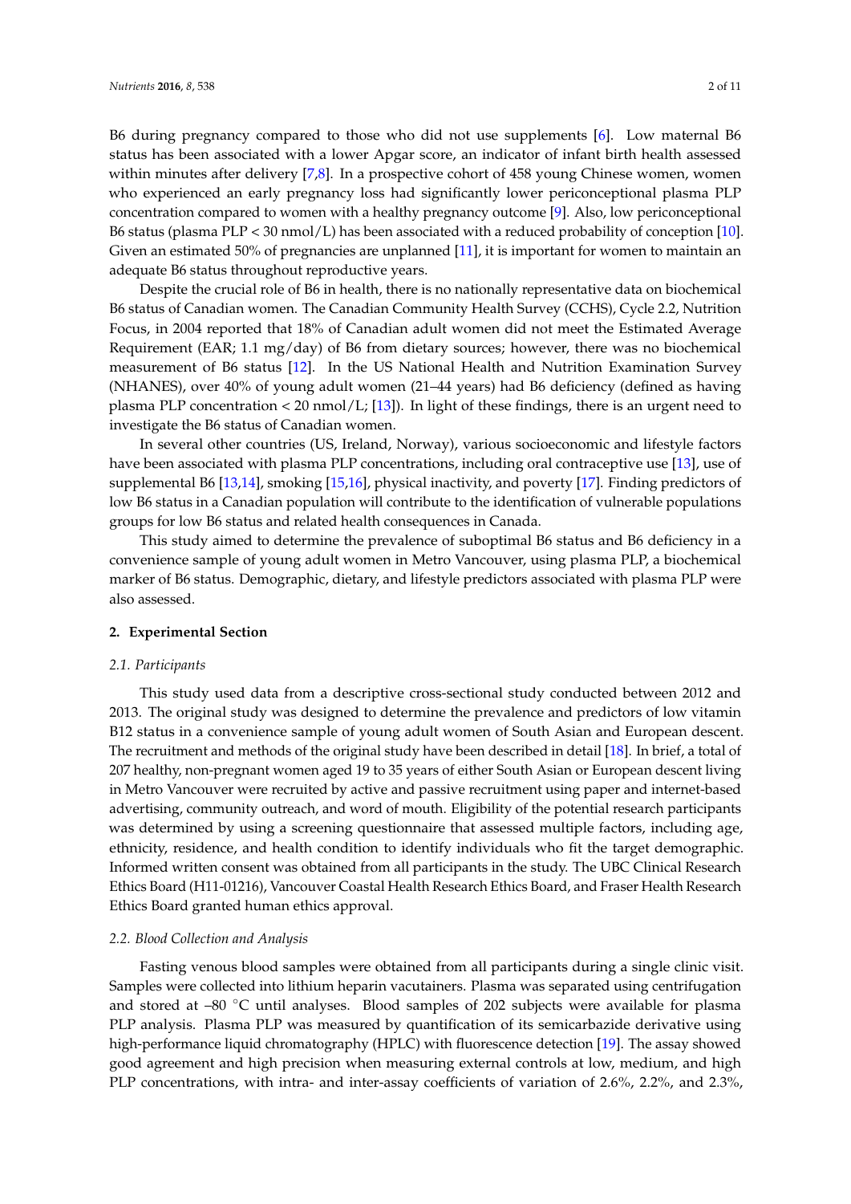B6 during pregnancy compared to those who did not use supplements [6]. Low maternal B6 status has been associated with a lower Apgar score, an indicator of infant birth health assessed within minutes after delivery [7,8]. In a prospective cohort of 458 young Chinese women, women who experienced an early pregnancy loss had significantly lower periconceptional plasma PLP concentration compared to women with a healthy pregnancy outcome [9]. Also, low periconceptional B6 status (plasma PLP < 30 nmol/L) has been associated with a reduced probability of conception [10]. Given an estimated 50% of pregnancies are unplanned [11], it is important for women to maintain an adequate B6 status throughout reproductive years.

Despite the crucial role of B6 in health, there is no nationally representative data on biochemical B6 status of Canadian women. The Canadian Community Health Survey (CCHS), Cycle 2.2, Nutrition Focus, in 2004 reported that 18% of Canadian adult women did not meet the Estimated Average Requirement (EAR; 1.1 mg/day) of B6 from dietary sources; however, there was no biochemical measurement of B6 status [12]. In the US National Health and Nutrition Examination Survey (NHANES), over 40% of young adult women (21–44 years) had B6 deficiency (defined as having plasma PLP concentration < 20 nmol/L; [13]). In light of these findings, there is an urgent need to investigate the B6 status of Canadian women.

In several other countries (US, Ireland, Norway), various socioeconomic and lifestyle factors have been associated with plasma PLP concentrations, including oral contraceptive use [13], use of supplemental B6 [13,14], smoking [15,16], physical inactivity, and poverty [17]. Finding predictors of low B6 status in a Canadian population will contribute to the identification of vulnerable populations groups for low B6 status and related health consequences in Canada.

This study aimed to determine the prevalence of suboptimal B6 status and B6 deficiency in a convenience sample of young adult women in Metro Vancouver, using plasma PLP, a biochemical marker of B6 status. Demographic, dietary, and lifestyle predictors associated with plasma PLP were also assessed.

## 2. Experimental Section

### 2.1. Participants

This study used data from a descriptive cross-sectional study conducted between 2012 and 2013. The original study was designed to determine the prevalence and predictors of low vitamin B12 status in a convenience sample of young adult women of South Asian and European descent. The recruitment and methods of the original study have been described in detail [18]. In brief, a total of 207 healthy, non-pregnant women aged 19 to 35 years of either South Asian or European descent living in Metro Vancouver were recruited by active and passive recruitment using paper and internet-based advertising, community outreach, and word of mouth. Eligibility of the potential research participants was determined by using a screening questionnaire that assessed multiple factors, including age, ethnicity, residence, and health condition to identify individuals who fit the target demographic. Informed written consent was obtained from all participants in the study. The UBC Clinical Research Ethics Board (H11-01216), Vancouver Coastal Health Research Ethics Board, and Fraser Health Research Ethics Board granted human ethics approval.

### 2.2. Blood Collection and Analysis

Fasting venous blood samples were obtained from all participants during a single clinic visit. Samples were collected into lithium heparin vacutainers. Plasma was separated using centrifugation and stored at –80 °C until analyses. Blood samples of 202 subjects were available for plasma PLP analysis. Plasma PLP was measured by quantification of its semicarbazide derivative using high-performance liquid chromatography (HPLC) with fluorescence detection [19]. The assay showed good agreement and high precision when measuring external controls at low, medium, and high PLP concentrations, with intra- and inter-assay coefficients of variation of 2.6%, 2.2%, and 2.3%,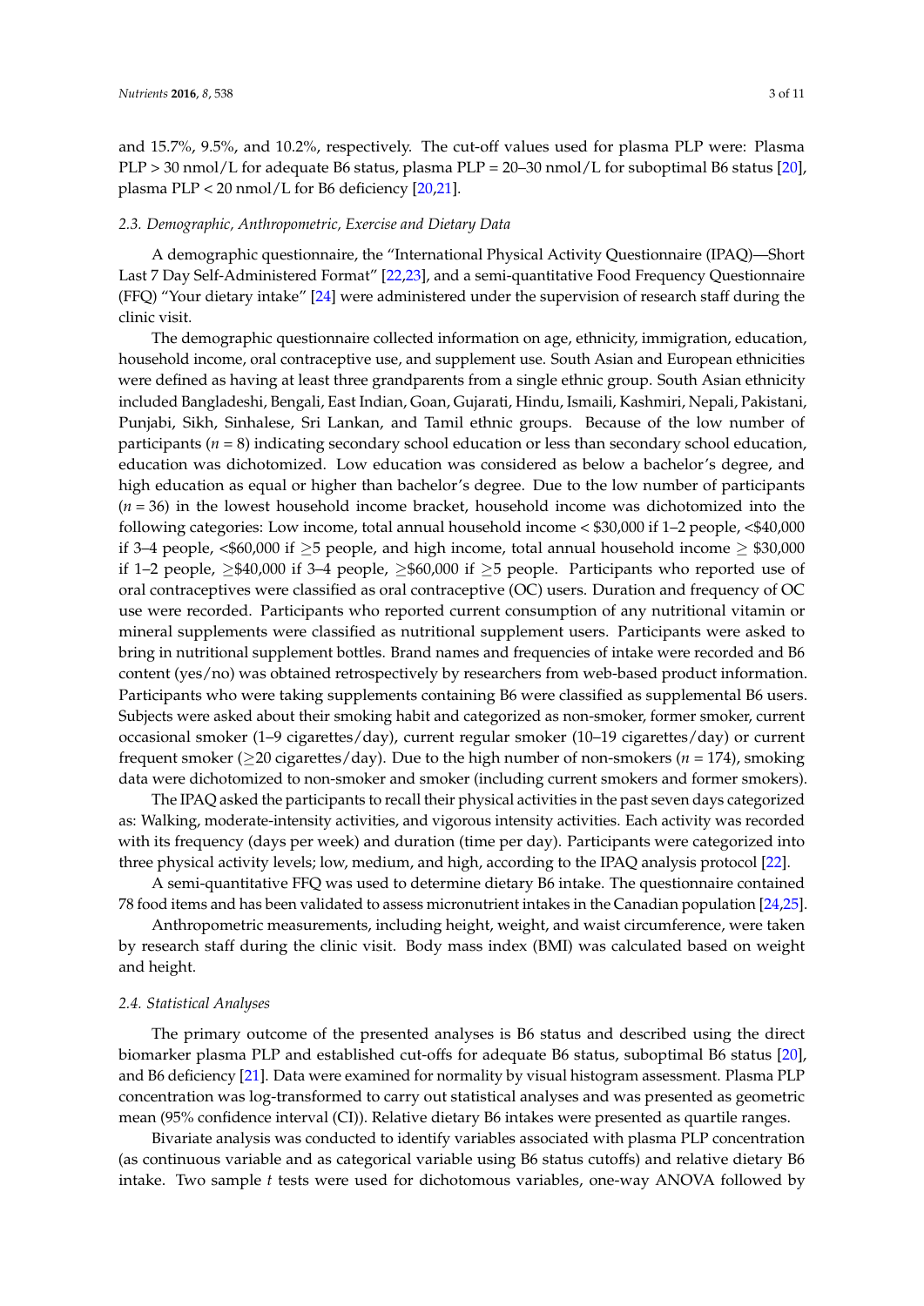and 15.7%, 9.5%, and 10.2%, respectively. The cut-off values used for plasma PLP were: Plasma PLP > 30 nmol/L for adequate B6 status, plasma PLP = 20–30 nmol/L for suboptimal B6 status [20], plasma PLP < 20 nmol/L for B6 deficiency [20,21].

### *2.3. Demographic, Anthropometric, Exercise and Dietary Data*

A demographic questionnaire, the "International Physical Activity Questionnaire (IPAQ)—Short Last 7 Day Self-Administered Format" [22,23], and a semi-quantitative Food Frequency Questionnaire (FFQ) "Your dietary intake" [24] were administered under the supervision of research staff during the clinic visit.

The demographic questionnaire collected information on age, ethnicity, immigration, education, household income, oral contraceptive use, and supplement use. South Asian and European ethnicities were defined as having at least three grandparents from a single ethnic group. South Asian ethnicity included Bangladeshi, Bengali, East Indian, Goan, Gujarati, Hindu, Ismaili, Kashmiri, Nepali, Pakistani, Punjabi, Sikh, Sinhalese, Sri Lankan, and Tamil ethnic groups. Because of the low number of participants ($n$ = 8) indicating secondary school education or less than secondary school education, education was dichotomized. Low education was considered as below a bachelor's degree, and high education as equal or higher than bachelor's degree. Due to the low number of participants ($n$ = 36) in the lowest household income bracket, household income was dichotomized into the following categories: Low income, total annual household income < $30,000 if 1–2 people, <$40,000 if 3–4 people, <$60,000 if ≥5 people, and high income, total annual household income ≥ $30,000 if 1–2 people, ≥$40,000 if 3–4 people, ≥$60,000 if ≥5 people. Participants who reported use of oral contraceptives were classified as oral contraceptive (OC) users. Duration and frequency of OC use were recorded. Participants who reported current consumption of any nutritional vitamin or mineral supplements were classified as nutritional supplement users. Participants were asked to bring in nutritional supplement bottles. Brand names and frequencies of intake were recorded and B6 content (yes/no) was obtained retrospectively by researchers from web-based product information. Participants who were taking supplements containing B6 were classified as supplemental B6 users. Subjects were asked about their smoking habit and categorized as non-smoker, former smoker, current occasional smoker (1–9 cigarettes/day), current regular smoker (10–19 cigarettes/day) or current frequent smoker (≥20 cigarettes/day). Due to the high number of non-smokers ($n$ = 174), smoking data were dichotomized to non-smoker and smoker (including current smokers and former smokers).

The IPAQ asked the participants to recall their physical activities in the past seven days categorized as: Walking, moderate-intensity activities, and vigorous intensity activities. Each activity was recorded with its frequency (days per week) and duration (time per day). Participants were categorized into three physical activity levels; low, medium, and high, according to the IPAQ analysis protocol [22].

A semi-quantitative FFQ was used to determine dietary B6 intake. The questionnaire contained 78 food items and has been validated to assess micronutrient intakes in the Canadian population [24,25].

Anthropometric measurements, including height, weight, and waist circumference, were taken by research staff during the clinic visit. Body mass index (BMI) was calculated based on weight and height.

### *2.4. Statistical Analyses*

The primary outcome of the presented analyses is B6 status and described using the direct biomarker plasma PLP and established cut-offs for adequate B6 status, suboptimal B6 status [20], and B6 deficiency [21]. Data were examined for normality by visual histogram assessment. Plasma PLP concentration was log-transformed to carry out statistical analyses and was presented as geometric mean (95% confidence interval (CI)). Relative dietary B6 intakes were presented as quartile ranges.

Bivariate analysis was conducted to identify variables associated with plasma PLP concentration (as continuous variable and as categorical variable using B6 status cutoffs) and relative dietary B6 intake. Two sample $t$ tests were used for dichotomous variables, one-way ANOVA followed by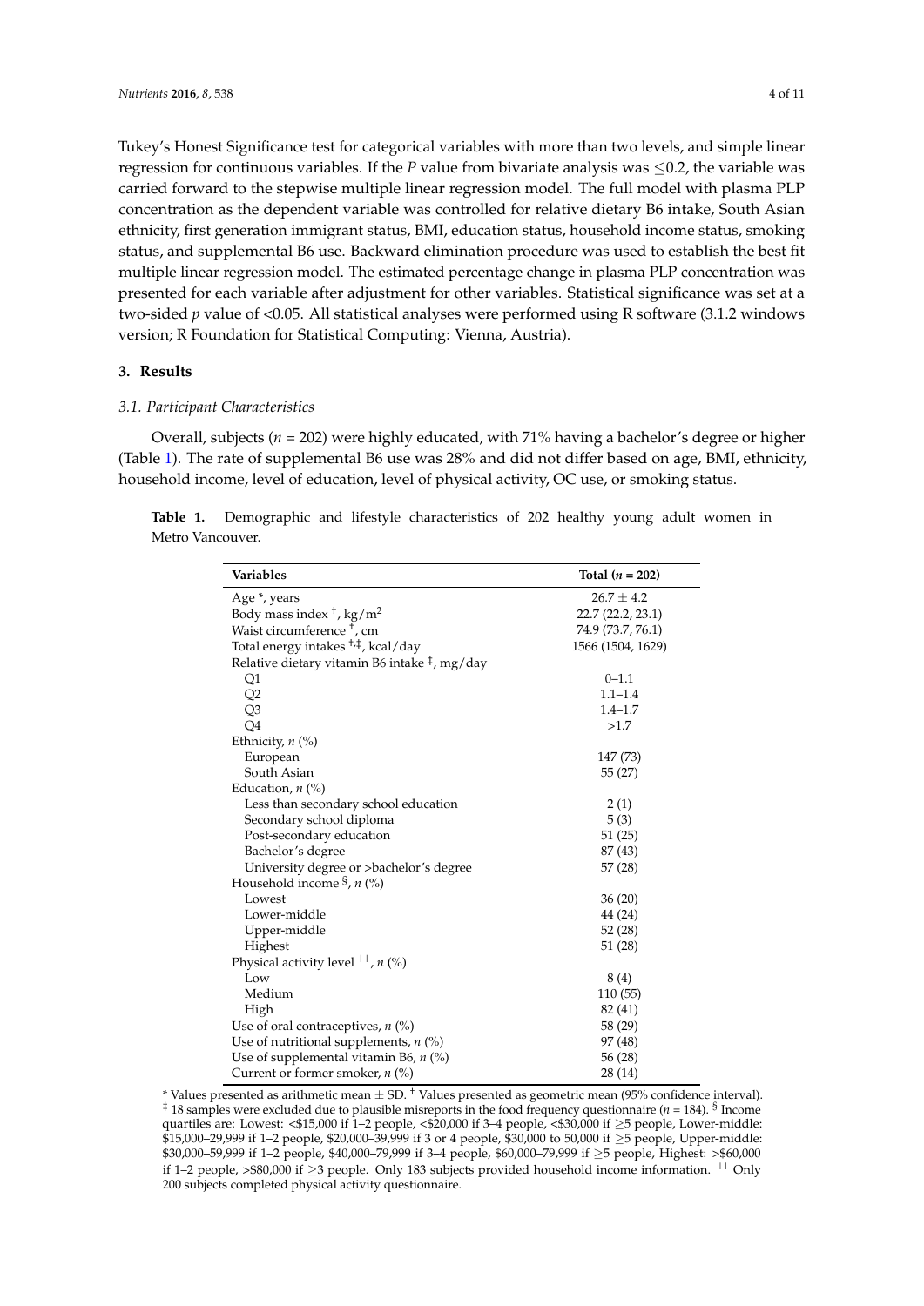Tukey's Honest Significance test for categorical variables with more than two levels, and simple linear regression for continuous variables. If the *P* value from bivariate analysis was ≤0.2, the variable was carried forward to the stepwise multiple linear regression model. The full model with plasma PLP concentration as the dependent variable was controlled for relative dietary B6 intake, South Asian ethnicity, first generation immigrant status, BMI, education status, household income status, smoking status, and supplemental B6 use. Backward elimination procedure was used to establish the best fit multiple linear regression model. The estimated percentage change in plasma PLP concentration was presented for each variable after adjustment for other variables. Statistical significance was set at a two-sided *p* value of <0.05. All statistical analyses were performed using R software (3.1.2 windows version; R Foundation for Statistical Computing: Vienna, Austria).

## 3. Results

### 3.1. Participant Characteristics

Overall, subjects ($n$ = 202) were highly educated, with 71% having a bachelor's degree or higher (Table 1). The rate of supplemental B6 use was 28% and did not differ based on age, BMI, ethnicity, household income, level of education, level of physical activity, OC use, or smoking status.

**Table 1.** Demographic and lifestyle characteristics of 202 healthy young adult women in Metro Vancouver.

| Variables | Total ($n$ = 202) |
|---|---|
| Age *, years | 26.7 ± 4.2 |
| Body mass index †, kg/m$^2$ | 22.7 (22.2, 23.1) |
| Waist circumference †, cm | 74.9 (73.7, 76.1) |
| Total energy intakes †,‡, kcal/day | 1566 (1504, 1629) |
| Relative dietary vitamin B6 intake ‡, mg/day | |
| Q1 | 0–1.1 |
| Q2 | 1.1–1.4 |
| Q3 | 1.4–1.7 |
| Q4 | >1.7 |
| Ethnicity, $n$ (%) | |
| European | 147 (73) |
| South Asian | 55 (27) |
| Education, $n$ (%) | |
| Less than secondary school education | 2 (1) |
| Secondary school diploma | 5 (3) |
| Post-secondary education | 51 (25) |
| Bachelor's degree | 87 (43) |
| University degree or >bachelor's degree | 57 (28) |
| Household income §, $n$ (%) | |
| Lowest | 36 (20) |
| Lower-middle | 44 (24) |
| Upper-middle | 52 (28) |
| Highest | 51 (28) |
| Physical activity level ¦¦, $n$ (%) | |
| Low | 8 (4) |
| Medium | 110 (55) |
| High | 82 (41) |
| Use of oral contraceptives, $n$ (%) | 58 (29) |
| Use of nutritional supplements, $n$ (%) | 97 (48) |
| Use of supplemental vitamin B6, $n$ (%) | 56 (28) |
| Current or former smoker, $n$ (%) | 28 (14) |

* Values presented as arithmetic mean ± SD. † Values presented as geometric mean (95% confidence interval). ‡ 18 samples were excluded due to plausible misreports in the food frequency questionnaire ($n$ = 184). § Income quartiles are: Lowest: <$15,000 if 1–2 people, <$20,000 if 3–4 people, <$30,000 if ≥5 people, Lower-middle: $15,000–29,999 if 1–2 people, $20,000–39,999 if 3 or 4 people, $30,000 to 50,000 if ≥5 people, Upper-middle: $30,000–59,999 if 1–2 people, $40,000–79,999 if 3–4 people, $60,000–79,999 if ≥5 people, Highest: >$60,000 if 1–2 people, >$80,000 if ≥3 people. Only 183 subjects provided household income information. ¦¦ Only 200 subjects completed physical activity questionnaire.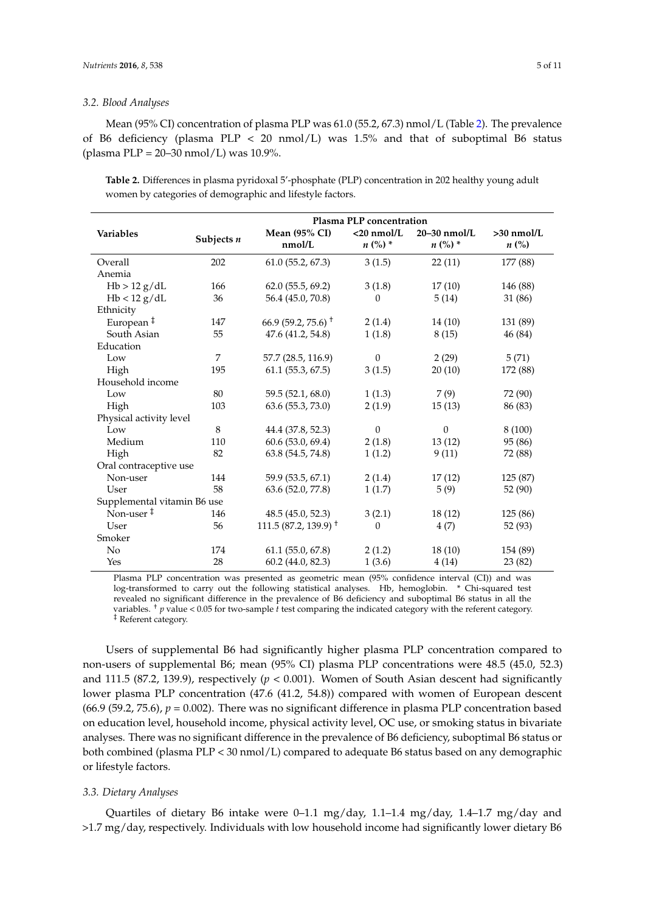### 3.2. Blood Analyses

Mean (95% CI) concentration of plasma PLP was 61.0 (55.2, 67.3) nmol/L (Table 2). The prevalence of B6 deficiency (plasma PLP < 20 nmol/L) was 1.5% and that of suboptimal B6 status (plasma PLP = 20–30 nmol/L) was 10.9%.

**Table 2.** Differences in plasma pyridoxal 5′-phosphate (PLP) concentration in 202 healthy young adult women by categories of demographic and lifestyle factors.

| Variables | Subjects *n* | Plasma PLP concentration | | | |
|---|---|---|---|---|---|
| | | Mean (95% CI) nmol/L | <20 nmol/L *n* (%) * | 20–30 nmol/L *n* (%) * | >30 nmol/L *n* (%) |
| Overall | 202 | 61.0 (55.2, 67.3) | 3 (1.5) | 22 (11) | 177 (88) |
| Anemia | | | | | |
| Hb > 12 g/dL | 166 | 62.0 (55.5, 69.2) | 3 (1.8) | 17 (10) | 146 (88) |
| Hb < 12 g/dL | 36 | 56.4 (45.0, 70.8) | 0 | 5 (14) | 31 (86) |
| Ethnicity | | | | | |
| European ‡ | 147 | 66.9 (59.2, 75.6) † | 2 (1.4) | 14 (10) | 131 (89) |
| South Asian | 55 | 47.6 (41.2, 54.8) | 1 (1.8) | 8 (15) | 46 (84) |
| Education | | | | | |
| Low | 7 | 57.7 (28.5, 116.9) | 0 | 2 (29) | 5 (71) |
| High | 195 | 61.1 (55.3, 67.5) | 3 (1.5) | 20 (10) | 172 (88) |
| Household income | | | | | |
| Low | 80 | 59.5 (52.1, 68.0) | 1 (1.3) | 7 (9) | 72 (90) |
| High | 103 | 63.6 (55.3, 73.0) | 2 (1.9) | 15 (13) | 86 (83) |
| Physical activity level | | | | | |
| Low | 8 | 44.4 (37.8, 52.3) | 0 | 0 | 8 (100) |
| Medium | 110 | 60.6 (53.0, 69.4) | 2 (1.8) | 13 (12) | 95 (86) |
| High | 82 | 63.8 (54.5, 74.8) | 1 (1.2) | 9 (11) | 72 (88) |
| Oral contraceptive use | | | | | |
| Non-user | 144 | 59.9 (53.5, 67.1) | 2 (1.4) | 17 (12) | 125 (87) |
| User | 58 | 63.6 (52.0, 77.8) | 1 (1.7) | 5 (9) | 52 (90) |
| Supplemental vitamin B6 use | | | | | |
| Non-user ‡ | 146 | 48.5 (45.0, 52.3) | 3 (2.1) | 18 (12) | 125 (86) |
| User | 56 | 111.5 (87.2, 139.9) † | 0 | 4 (7) | 52 (93) |
| Smoker | | | | | |
| No | 174 | 61.1 (55.0, 67.8) | 2 (1.2) | 18 (10) | 154 (89) |
| Yes | 28 | 60.2 (44.0, 82.3) | 1 (3.6) | 4 (14) | 23 (82) |

Plasma PLP concentration was presented as geometric mean (95% confidence interval (CI)) and was log-transformed to carry out the following statistical analyses. Hb, hemoglobin. * Chi-squared test revealed no significant difference in the prevalence of B6 deficiency and suboptimal B6 status in all the variables. † $p$ value < 0.05 for two-sample $t$ test comparing the indicated category with the referent category. ‡ Referent category.

Users of supplemental B6 had significantly higher plasma PLP concentration compared to non-users of supplemental B6; mean (95% CI) plasma PLP concentrations were 48.5 (45.0, 52.3) and 111.5 (87.2, 139.9), respectively ($p < 0.001$). Women of South Asian descent had significantly lower plasma PLP concentration (47.6 (41.2, 54.8)) compared with women of European descent (66.9 (59.2, 75.6), $p = 0.002$). There was no significant difference in plasma PLP concentration based on education level, household income, physical activity level, OC use, or smoking status in bivariate analyses. There was no significant difference in the prevalence of B6 deficiency, suboptimal B6 status or both combined (plasma PLP < 30 nmol/L) compared to adequate B6 status based on any demographic or lifestyle factors.

### 3.3. Dietary Analyses

Quartiles of dietary B6 intake were 0–1.1 mg/day, 1.1–1.4 mg/day, 1.4–1.7 mg/day and >1.7 mg/day, respectively. Individuals with low household income had significantly lower dietary B6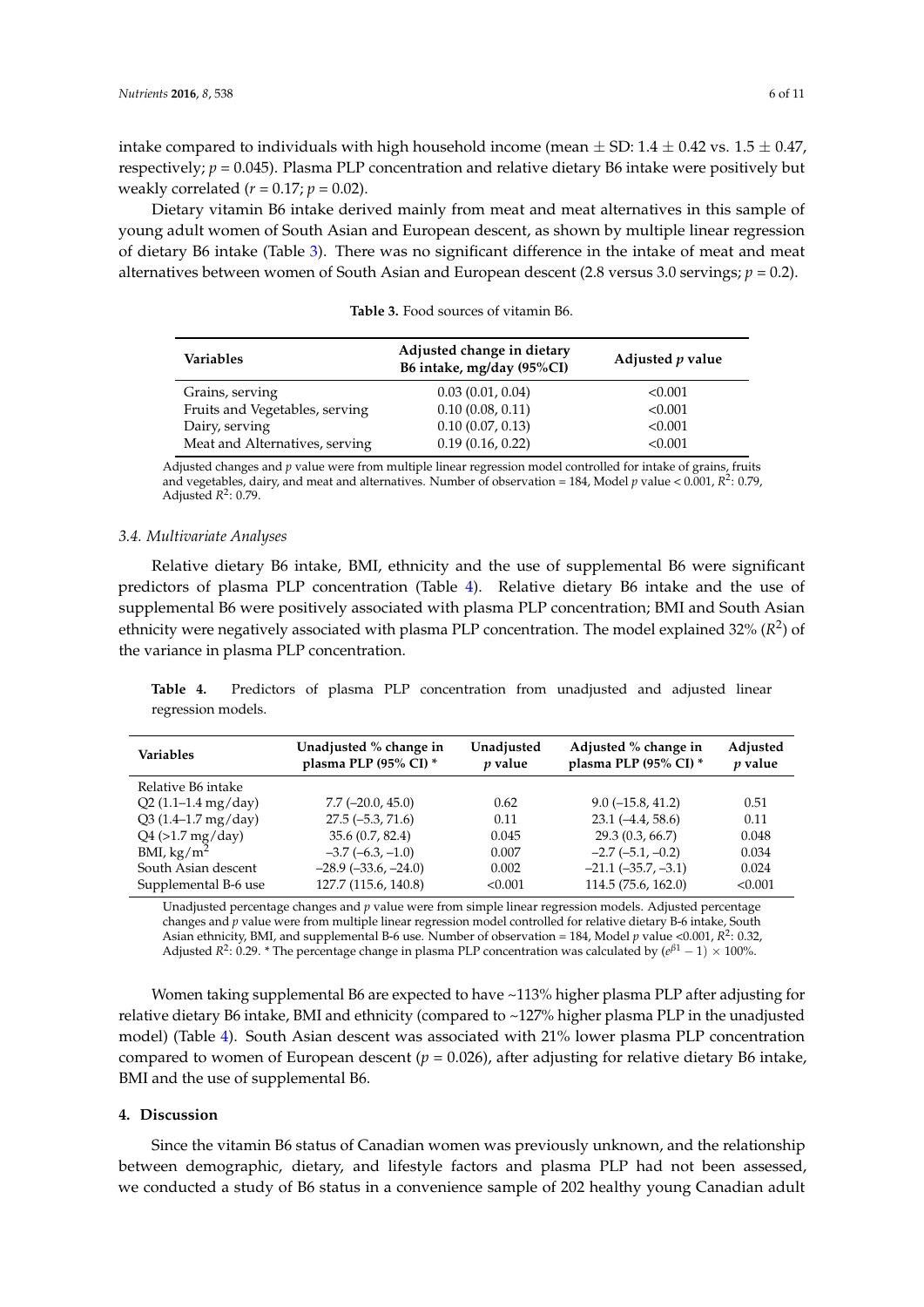intake compared to individuals with high household income (mean ± SD: 1.4 ± 0.42 vs. 1.5 ± 0.47, respectively; $p = 0.045$). Plasma PLP concentration and relative dietary B6 intake were positively but weakly correlated ($r = 0.17$; $p = 0.02$).

Dietary vitamin B6 intake derived mainly from meat and meat alternatives in this sample of young adult women of South Asian and European descent, as shown by multiple linear regression of dietary B6 intake (Table 3). There was no significant difference in the intake of meat and meat alternatives between women of South Asian and European descent (2.8 versus 3.0 servings; $p = 0.2$).

**Table 3.** Food sources of vitamin B6.

| Variables | Adjusted change in dietary B6 intake, mg/day (95%CI) | Adjusted *p* value |
|---|---|---|
| Grains, serving | 0.03 (0.01, 0.04) | <0.001 |
| Fruits and Vegetables, serving | 0.10 (0.08, 0.11) | <0.001 |
| Dairy, serving | 0.10 (0.07, 0.13) | <0.001 |
| Meat and Alternatives, serving | 0.19 (0.16, 0.22) | <0.001 |

Adjusted changes and *p* value were from multiple linear regression model controlled for intake of grains, fruits and vegetables, dairy, and meat and alternatives. Number of observation = 184, Model *p* value < 0.001, $R^2$: 0.79, Adjusted $R^2$: 0.79.

### 3.4. Multivariate Analyses

Relative dietary B6 intake, BMI, ethnicity and the use of supplemental B6 were significant predictors of plasma PLP concentration (Table 4). Relative dietary B6 intake and the use of supplemental B6 were positively associated with plasma PLP concentration; BMI and South Asian ethnicity were negatively associated with plasma PLP concentration. The model explained 32% ($R^2$) of the variance in plasma PLP concentration.

**Table 4.** Predictors of plasma PLP concentration from unadjusted and adjusted linear regression models.

| Variables | Unadjusted % change in plasma PLP (95% CI) * | Unadjusted *p* value | Adjusted % change in plasma PLP (95% CI) * | Adjusted *p* value |
|---|---|---|---|---|
| Relative B6 intake | | | | |
| Q2 (1.1–1.4 mg/day) | 7.7 (−20.0, 45.0) | 0.62 | 9.0 (−15.8, 41.2) | 0.51 |
| Q3 (1.4–1.7 mg/day) | 27.5 (−5.3, 71.6) | 0.11 | 23.1 (−4.4, 58.6) | 0.11 |
| Q4 (>1.7 mg/day) | 35.6 (0.7, 82.4) | 0.045 | 29.3 (0.3, 66.7) | 0.048 |
| BMI, kg/m$^2$ | −3.7 (−6.3, −1.0) | 0.007 | −2.7 (−5.1, −0.2) | 0.034 |
| South Asian descent | −28.9 (−33.6, −24.0) | 0.002 | −21.1 (−35.7, −3.1) | 0.024 |
| Supplemental B-6 use | 127.7 (115.6, 140.8) | <0.001 | 114.5 (75.6, 162.0) | <0.001 |

Unadjusted percentage changes and *p* value were from simple linear regression models. Adjusted percentage changes and *p* value were from multiple linear regression model controlled for relative dietary B-6 intake, South Asian ethnicity, BMI, and supplemental B-6 use. Number of observation = 184, Model *p* value <0.001, $R^2$: 0.32, Adjusted $R^2$: 0.29. * The percentage change in plasma PLP concentration was calculated by $(e^{\beta 1} - 1) \times 100\%$.

Women taking supplemental B6 are expected to have ~113% higher plasma PLP after adjusting for relative dietary B6 intake, BMI and ethnicity (compared to ~127% higher plasma PLP in the unadjusted model) (Table 4). South Asian descent was associated with 21% lower plasma PLP concentration compared to women of European descent ($p = 0.026$), after adjusting for relative dietary B6 intake, BMI and the use of supplemental B6.

## 4. Discussion

Since the vitamin B6 status of Canadian women was previously unknown, and the relationship between demographic, dietary, and lifestyle factors and plasma PLP had not been assessed, we conducted a study of B6 status in a convenience sample of 202 healthy young Canadian adult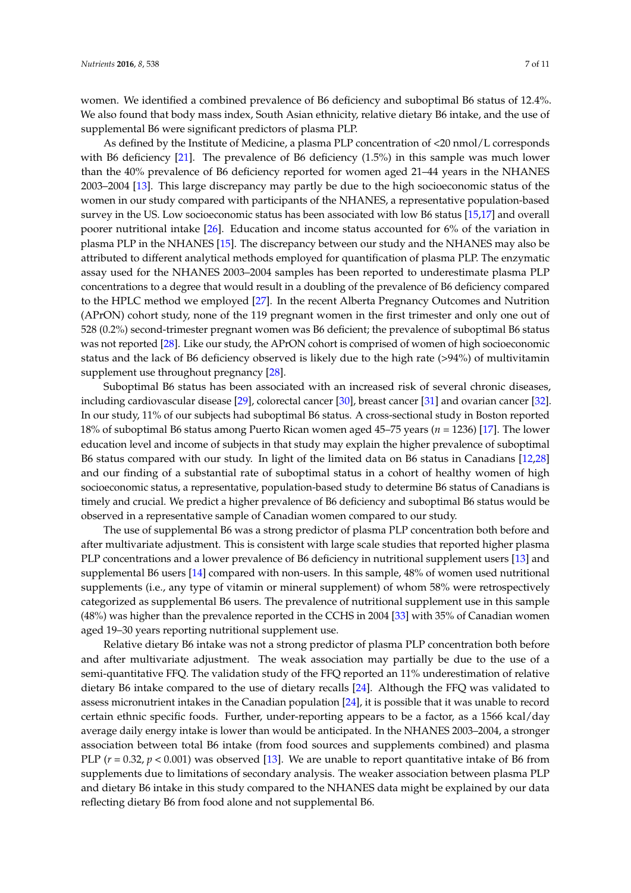women. We identified a combined prevalence of B6 deficiency and suboptimal B6 status of 12.4%. We also found that body mass index, South Asian ethnicity, relative dietary B6 intake, and the use of supplemental B6 were significant predictors of plasma PLP.

As defined by the Institute of Medicine, a plasma PLP concentration of <20 nmol/L corresponds with B6 deficiency [21]. The prevalence of B6 deficiency (1.5%) in this sample was much lower than the 40% prevalence of B6 deficiency reported for women aged 21–44 years in the NHANES 2003–2004 [13]. This large discrepancy may partly be due to the high socioeconomic status of the women in our study compared with participants of the NHANES, a representative population-based survey in the US. Low socioeconomic status has been associated with low B6 status [15,17] and overall poorer nutritional intake [26]. Education and income status accounted for 6% of the variation in plasma PLP in the NHANES [15]. The discrepancy between our study and the NHANES may also be attributed to different analytical methods employed for quantification of plasma PLP. The enzymatic assay used for the NHANES 2003–2004 samples has been reported to underestimate plasma PLP concentrations to a degree that would result in a doubling of the prevalence of B6 deficiency compared to the HPLC method we employed [27]. In the recent Alberta Pregnancy Outcomes and Nutrition (APrON) cohort study, none of the 119 pregnant women in the first trimester and only one out of 528 (0.2%) second-trimester pregnant women was B6 deficient; the prevalence of suboptimal B6 status was not reported [28]. Like our study, the APrON cohort is comprised of women of high socioeconomic status and the lack of B6 deficiency observed is likely due to the high rate (>94%) of multivitamin supplement use throughout pregnancy [28].

Suboptimal B6 status has been associated with an increased risk of several chronic diseases, including cardiovascular disease [29], colorectal cancer [30], breast cancer [31] and ovarian cancer [32]. In our study, 11% of our subjects had suboptimal B6 status. A cross-sectional study in Boston reported 18% of suboptimal B6 status among Puerto Rican women aged 45–75 years ($n$ = 1236) [17]. The lower education level and income of subjects in that study may explain the higher prevalence of suboptimal B6 status compared with our study. In light of the limited data on B6 status in Canadians [12,28] and our finding of a substantial rate of suboptimal status in a cohort of healthy women of high socioeconomic status, a representative, population-based study to determine B6 status of Canadians is timely and crucial. We predict a higher prevalence of B6 deficiency and suboptimal B6 status would be observed in a representative sample of Canadian women compared to our study.

The use of supplemental B6 was a strong predictor of plasma PLP concentration both before and after multivariate adjustment. This is consistent with large scale studies that reported higher plasma PLP concentrations and a lower prevalence of B6 deficiency in nutritional supplement users [13] and supplemental B6 users [14] compared with non-users. In this sample, 48% of women used nutritional supplements (i.e., any type of vitamin or mineral supplement) of whom 58% were retrospectively categorized as supplemental B6 users. The prevalence of nutritional supplement use in this sample (48%) was higher than the prevalence reported in the CCHS in 2004 [33] with 35% of Canadian women aged 19–30 years reporting nutritional supplement use.

Relative dietary B6 intake was not a strong predictor of plasma PLP concentration both before and after multivariate adjustment. The weak association may partially be due to the use of a semi-quantitative FFQ. The validation study of the FFQ reported an 11% underestimation of relative dietary B6 intake compared to the use of dietary recalls [24]. Although the FFQ was validated to assess micronutrient intakes in the Canadian population [24], it is possible that it was unable to record certain ethnic specific foods. Further, under-reporting appears to be a factor, as a 1566 kcal/day average daily energy intake is lower than would be anticipated. In the NHANES 2003–2004, a stronger association between total B6 intake (from food sources and supplements combined) and plasma PLP ($r = 0.32$, $p < 0.001$) was observed [13]. We are unable to report quantitative intake of B6 from supplements due to limitations of secondary analysis. The weaker association between plasma PLP and dietary B6 intake in this study compared to the NHANES data might be explained by our data reflecting dietary B6 from food alone and not supplemental B6.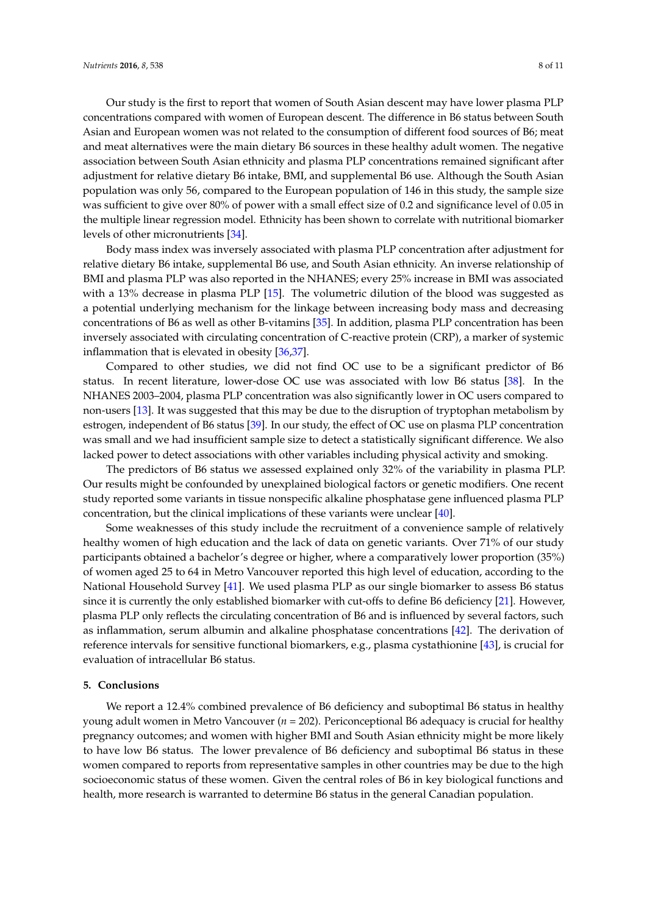Our study is the first to report that women of South Asian descent may have lower plasma PLP concentrations compared with women of European descent. The difference in B6 status between South Asian and European women was not related to the consumption of different food sources of B6; meat and meat alternatives were the main dietary B6 sources in these healthy adult women. The negative association between South Asian ethnicity and plasma PLP concentrations remained significant after adjustment for relative dietary B6 intake, BMI, and supplemental B6 use. Although the South Asian population was only 56, compared to the European population of 146 in this study, the sample size was sufficient to give over 80% of power with a small effect size of 0.2 and significance level of 0.05 in the multiple linear regression model. Ethnicity has been shown to correlate with nutritional biomarker levels of other micronutrients [34].

Body mass index was inversely associated with plasma PLP concentration after adjustment for relative dietary B6 intake, supplemental B6 use, and South Asian ethnicity. An inverse relationship of BMI and plasma PLP was also reported in the NHANES; every 25% increase in BMI was associated with a 13% decrease in plasma PLP [15]. The volumetric dilution of the blood was suggested as a potential underlying mechanism for the linkage between increasing body mass and decreasing concentrations of B6 as well as other B-vitamins [35]. In addition, plasma PLP concentration has been inversely associated with circulating concentration of C-reactive protein (CRP), a marker of systemic inflammation that is elevated in obesity [36,37].

Compared to other studies, we did not find OC use to be a significant predictor of B6 status. In recent literature, lower-dose OC use was associated with low B6 status [38]. In the NHANES 2003–2004, plasma PLP concentration was also significantly lower in OC users compared to non-users [13]. It was suggested that this may be due to the disruption of tryptophan metabolism by estrogen, independent of B6 status [39]. In our study, the effect of OC use on plasma PLP concentration was small and we had insufficient sample size to detect a statistically significant difference. We also lacked power to detect associations with other variables including physical activity and smoking.

The predictors of B6 status we assessed explained only 32% of the variability in plasma PLP. Our results might be confounded by unexplained biological factors or genetic modifiers. One recent study reported some variants in tissue nonspecific alkaline phosphatase gene influenced plasma PLP concentration, but the clinical implications of these variants were unclear [40].

Some weaknesses of this study include the recruitment of a convenience sample of relatively healthy women of high education and the lack of data on genetic variants. Over 71% of our study participants obtained a bachelor's degree or higher, where a comparatively lower proportion (35%) of women aged 25 to 64 in Metro Vancouver reported this high level of education, according to the National Household Survey [41]. We used plasma PLP as our single biomarker to assess B6 status since it is currently the only established biomarker with cut-offs to define B6 deficiency [21]. However, plasma PLP only reflects the circulating concentration of B6 and is influenced by several factors, such as inflammation, serum albumin and alkaline phosphatase concentrations [42]. The derivation of reference intervals for sensitive functional biomarkers, e.g., plasma cystathionine [43], is crucial for evaluation of intracellular B6 status.

## 5. Conclusions

We report a 12.4% combined prevalence of B6 deficiency and suboptimal B6 status in healthy young adult women in Metro Vancouver ($n$ = 202). Periconceptional B6 adequacy is crucial for healthy pregnancy outcomes; and women with higher BMI and South Asian ethnicity might be more likely to have low B6 status. The lower prevalence of B6 deficiency and suboptimal B6 status in these women compared to reports from representative samples in other countries may be due to the high socioeconomic status of these women. Given the central roles of B6 in key biological functions and health, more research is warranted to determine B6 status in the general Canadian population.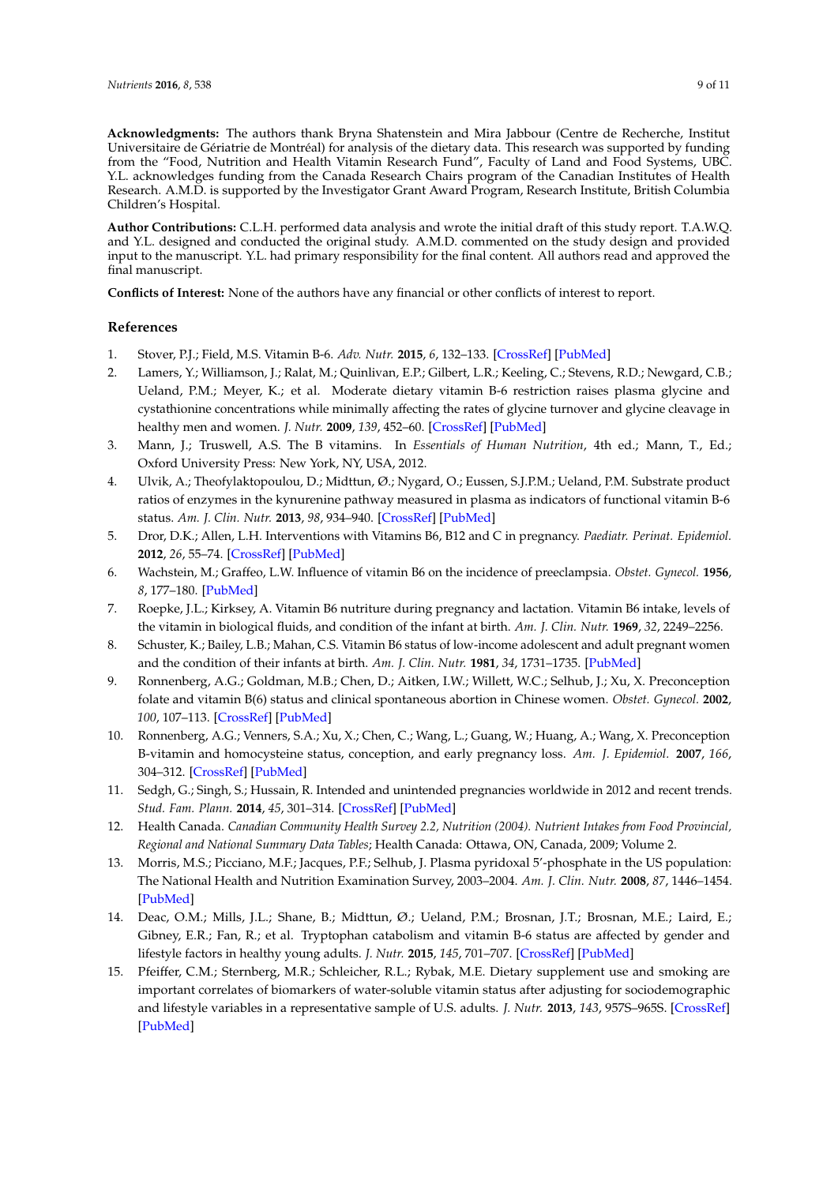**Acknowledgments:** The authors thank Bryna Shatenstein and Mira Jabbour (Centre de Recherche, Institut Universitaire de Gériatrie de Montréal) for analysis of the dietary data. This research was supported by funding from the "Food, Nutrition and Health Vitamin Research Fund", Faculty of Land and Food Systems, UBC. Y.L. acknowledges funding from the Canada Research Chairs program of the Canadian Institutes of Health Research. A.M.D. is supported by the Investigator Grant Award Program, Research Institute, British Columbia Children's Hospital.

**Author Contributions:** C.L.H. performed data analysis and wrote the initial draft of this study report. T.A.W.Q. and Y.L. designed and conducted the original study. A.M.D. commented on the study design and provided input to the manuscript. Y.L. had primary responsibility for the final content. All authors read and approved the final manuscript.

**Conflicts of Interest:** None of the authors have any financial or other conflicts of interest to report.

## References

1. Stover, P.J.; Field, M.S. Vitamin B-6. *Adv. Nutr.* **2015**, *6*, 132–133. [CrossRef] [PubMed]
2. Lamers, Y.; Williamson, J.; Ralat, M.; Quinlivan, E.P.; Gilbert, L.R.; Keeling, C.; Stevens, R.D.; Newgard, C.B.; Ueland, P.M.; Meyer, K.; et al. Moderate dietary vitamin B-6 restriction raises plasma glycine and cystathionine concentrations while minimally affecting the rates of glycine turnover and glycine cleavage in healthy men and women. *J. Nutr.* **2009**, *139*, 452–60. [CrossRef] [PubMed]
3. Mann, J.; Truswell, A.S. The B vitamins. In *Essentials of Human Nutrition*, 4th ed.; Mann, T., Ed.; Oxford University Press: New York, NY, USA, 2012.
4. Ulvik, A.; Theofylaktopoulou, D.; Midttun, Ø.; Nygard, O.; Eussen, S.J.P.M.; Ueland, P.M. Substrate product ratios of enzymes in the kynurenine pathway measured in plasma as indicators of functional vitamin B-6 status. *Am. J. Clin. Nutr.* **2013**, *98*, 934–940. [CrossRef] [PubMed]
5. Dror, D.K.; Allen, L.H. Interventions with Vitamins B6, B12 and C in pregnancy. *Paediatr. Perinat. Epidemiol.* **2012**, *26*, 55–74. [CrossRef] [PubMed]
6. Wachstein, M.; Graffeo, L.W. Influence of vitamin B6 on the incidence of preeclampsia. *Obstet. Gynecol.* **1956**, *8*, 177–180. [PubMed]
7. Roepke, J.L.; Kirksey, A. Vitamin B6 nutriture during pregnancy and lactation. Vitamin B6 intake, levels of the vitamin in biological fluids, and condition of the infant at birth. *Am. J. Clin. Nutr.* **1969**, *32*, 2249–2256.
8. Schuster, K.; Bailey, L.B.; Mahan, C.S. Vitamin B6 status of low-income adolescent and adult pregnant women and the condition of their infants at birth. *Am. J. Clin. Nutr.* **1981**, *34*, 1731–1735. [PubMed]
9. Ronnenberg, A.G.; Goldman, M.B.; Chen, D.; Aitken, I.W.; Willett, W.C.; Selhub, J.; Xu, X. Preconception folate and vitamin B(6) status and clinical spontaneous abortion in Chinese women. *Obstet. Gynecol.* **2002**, *100*, 107–113. [CrossRef] [PubMed]
10. Ronnenberg, A.G.; Venners, S.A.; Xu, X.; Chen, C.; Wang, L.; Guang, W.; Huang, A.; Wang, X. Preconception B-vitamin and homocysteine status, conception, and early pregnancy loss. *Am. J. Epidemiol.* **2007**, *166*, 304–312. [CrossRef] [PubMed]
11. Sedgh, G.; Singh, S.; Hussain, R. Intended and unintended pregnancies worldwide in 2012 and recent trends. *Stud. Fam. Plann.* **2014**, *45*, 301–314. [CrossRef] [PubMed]
12. Health Canada. *Canadian Community Health Survey 2.2, Nutrition (2004). Nutrient Intakes from Food Provincial, Regional and National Summary Data Tables*; Health Canada: Ottawa, ON, Canada, 2009; Volume 2.
13. Morris, M.S.; Picciano, M.F.; Jacques, P.F.; Selhub, J. Plasma pyridoxal 5′-phosphate in the US population: The National Health and Nutrition Examination Survey, 2003–2004. *Am. J. Clin. Nutr.* **2008**, *87*, 1446–1454. [PubMed]
14. Deac, O.M.; Mills, J.L.; Shane, B.; Midttun, Ø.; Ueland, P.M.; Brosnan, J.T.; Brosnan, M.E.; Laird, E.; Gibney, E.R.; Fan, R.; et al. Tryptophan catabolism and vitamin B-6 status are affected by gender and lifestyle factors in healthy young adults. *J. Nutr.* **2015**, *145*, 701–707. [CrossRef] [PubMed]
15. Pfeiffer, C.M.; Sternberg, M.R.; Schleicher, R.L.; Rybak, M.E. Dietary supplement use and smoking are important correlates of biomarkers of water-soluble vitamin status after adjusting for sociodemographic and lifestyle variables in a representative sample of U.S. adults. *J. Nutr.* **2013**, *143*, 957S–965S. [CrossRef] [PubMed]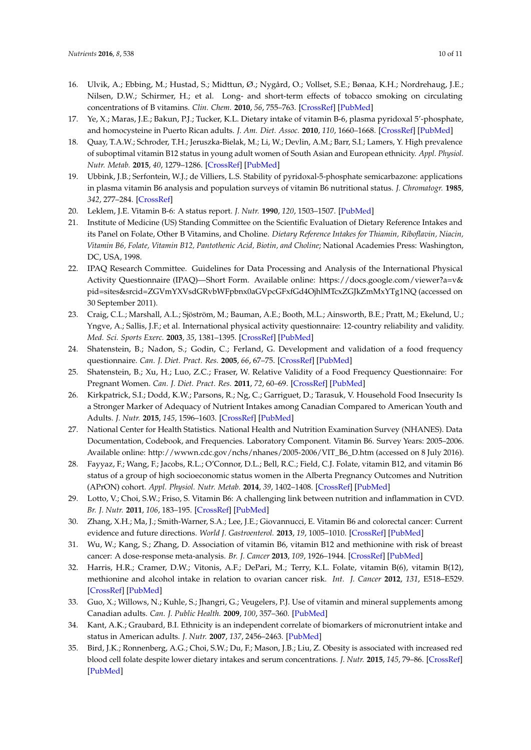16. Ulvik, A.; Ebbing, M.; Hustad, S.; Midttun, Ø.; Nygård, O.; Vollset, S.E.; Bønaa, K.H.; Nordrehaug, J.E.; Nilsen, D.W.; Schirmer, H.; et al. Long- and short-term effects of tobacco smoking on circulating concentrations of B vitamins. *Clin. Chem.* **2010**, *56*, 755–763. [CrossRef] [PubMed]
17. Ye, X.; Maras, J.E.; Bakun, P.J.; Tucker, K.L. Dietary intake of vitamin B-6, plasma pyridoxal 5′-phosphate, and homocysteine in Puerto Rican adults. *J. Am. Diet. Assoc.* **2010**, *110*, 1660–1668. [CrossRef] [PubMed]
18. Quay, T.A.W.; Schroder, T.H.; Jeruszka-Bielak, M.; Li, W.; Devlin, A.M.; Barr, S.I.; Lamers, Y. High prevalence of suboptimal vitamin B12 status in young adult women of South Asian and European ethnicity. *Appl. Physiol. Nutr. Metab.* **2015**, *40*, 1279–1286. [CrossRef] [PubMed]
19. Ubbink, J.B.; Serfontein, W.J.; de Villiers, L.S. Stability of pyridoxal-5-phosphate semicarbazone: applications in plasma vitamin B6 analysis and population surveys of vitamin B6 nutritional status. *J. Chromatogr.* **1985**, *342*, 277–284. [CrossRef]
20. Leklem, J.E. Vitamin B-6: A status report. *J. Nutr.* **1990**, *120*, 1503–1507. [PubMed]
21. Institute of Medicine (US) Standing Committee on the Scientific Evaluation of Dietary Reference Intakes and its Panel on Folate, Other B Vitamins, and Choline. *Dietary Reference Intakes for Thiamin, Riboflavin, Niacin, Vitamin B6, Folate, Vitamin B12, Pantothenic Acid, Biotin, and Choline*; National Academies Press: Washington, DC, USA, 1998.
22. IPAQ Research Committee. Guidelines for Data Processing and Analysis of the International Physical Activity Questionnaire (IPAQ)—Short Form. Available online: https://docs.google.com/viewer?a=v&pid=sites&srcid=ZGVmYXVsdGRvbWFpbnx0aGVpcGFxfGd4OjhlMTcxZGJkZmMxYTg1NQ (accessed on 30 September 2011).
23. Craig, C.L.; Marshall, A.L.; Sjöström, M.; Bauman, A.E.; Booth, M.L.; Ainsworth, B.E.; Pratt, M.; Ekelund, U.; Yngve, A.; Sallis, J.F.; et al. International physical activity questionnaire: 12-country reliability and validity. *Med. Sci. Sports Exerc.* **2003**, *35*, 1381–1395. [CrossRef] [PubMed]
24. Shatenstein, B.; Nadon, S.; Godin, C.; Ferland, G. Development and validation of a food frequency questionnaire. *Can. J. Diet. Pract. Res.* **2005**, *66*, 67–75. [CrossRef] [PubMed]
25. Shatenstein, B.; Xu, H.; Luo, Z.C.; Fraser, W. Relative Validity of a Food Frequency Questionnaire: For Pregnant Women. *Can. J. Diet. Pract. Res.* **2011**, *72*, 60–69. [CrossRef] [PubMed]
26. Kirkpatrick, S.I.; Dodd, K.W.; Parsons, R.; Ng, C.; Garriguet, D.; Tarasuk, V. Household Food Insecurity Is a Stronger Marker of Adequacy of Nutrient Intakes among Canadian Compared to American Youth and Adults. *J. Nutr.* **2015**, *145*, 1596–1603. [CrossRef] [PubMed]
27. National Center for Health Statistics. National Health and Nutrition Examination Survey (NHANES). Data Documentation, Codebook, and Frequencies. Laboratory Component. Vitamin B6. Survey Years: 2005–2006. Available online: http://wwwn.cdc.gov/nchs/nhanes/2005-2006/VIT_B6_D.htm (accessed on 8 July 2016).
28. Fayyaz, F.; Wang, F.; Jacobs, R.L.; O'Connor, D.L.; Bell, R.C.; Field, C.J. Folate, vitamin B12, and vitamin B6 status of a group of high socioeconomic status women in the Alberta Pregnancy Outcomes and Nutrition (APrON) cohort. *Appl. Physiol. Nutr. Metab.* **2014**, *39*, 1402–1408. [CrossRef] [PubMed]
29. Lotto, V.; Choi, S.W.; Friso, S. Vitamin B6: A challenging link between nutrition and inflammation in CVD. *Br. J. Nutr.* **2011**, *106*, 183–195. [CrossRef] [PubMed]
30. Zhang, X.H.; Ma, J.; Smith-Warner, S.A.; Lee, J.E.; Giovannucci, E. Vitamin B6 and colorectal cancer: Current evidence and future directions. *World J. Gastroenterol.* **2013**, *19*, 1005–1010. [CrossRef] [PubMed]
31. Wu, W.; Kang, S.; Zhang, D. Association of vitamin B6, vitamin B12 and methionine with risk of breast cancer: A dose-response meta-analysis. *Br. J. Cancer* **2013**, *109*, 1926–1944. [CrossRef] [PubMed]
32. Harris, H.R.; Cramer, D.W.; Vitonis, A.F.; DePari, M.; Terry, K.L. Folate, vitamin B(6), vitamin B(12), methionine and alcohol intake in relation to ovarian cancer risk. *Int. J. Cancer* **2012**, *131*, E518–E529. [CrossRef] [PubMed]
33. Guo, X.; Willows, N.; Kuhle, S.; Jhangri, G.; Veugelers, P.J. Use of vitamin and mineral supplements among Canadian adults. *Can. J. Public Health.* **2009**, *100*, 357–360. [PubMed]
34. Kant, A.K.; Graubard, B.I. Ethnicity is an independent correlate of biomarkers of micronutrient intake and status in American adults. *J. Nutr.* **2007**, *137*, 2456–2463. [PubMed]
35. Bird, J.K.; Ronnenberg, A.G.; Choi, S.W.; Du, F.; Mason, J.B.; Liu, Z. Obesity is associated with increased red blood cell folate despite lower dietary intakes and serum concentrations. *J. Nutr.* **2015**, *145*, 79–86. [CrossRef] [PubMed]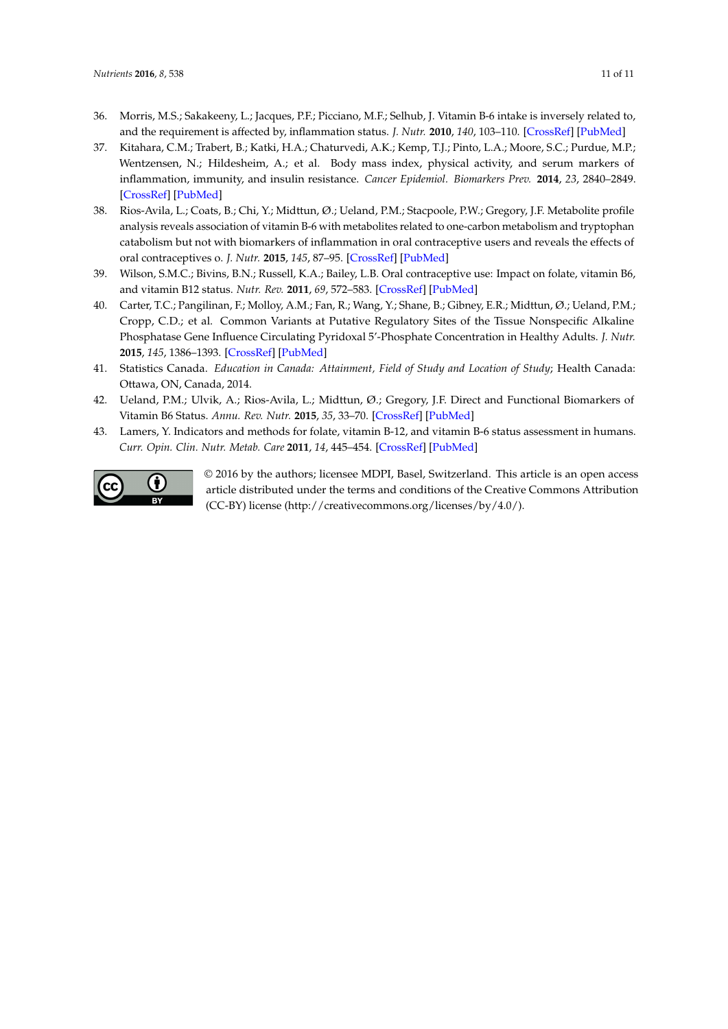36. Morris, M.S.; Sakakeeny, L.; Jacques, P.F.; Picciano, M.F.; Selhub, J. Vitamin B-6 intake is inversely related to, and the requirement is affected by, inflammation status. *J. Nutr.* **2010**, *140*, 103–110. [CrossRef] [PubMed]
37. Kitahara, C.M.; Trabert, B.; Katki, H.A.; Chaturvedi, A.K.; Kemp, T.J.; Pinto, L.A.; Moore, S.C.; Purdue, M.P.; Wentzensen, N.; Hildesheim, A.; et al. Body mass index, physical activity, and serum markers of inflammation, immunity, and insulin resistance. *Cancer Epidemiol. Biomarkers Prev.* **2014**, *23*, 2840–2849. [CrossRef] [PubMed]
38. Rios-Avila, L.; Coats, B.; Chi, Y.; Midttun, Ø.; Ueland, P.M.; Stacpoole, P.W.; Gregory, J.F. Metabolite profile analysis reveals association of vitamin B-6 with metabolites related to one-carbon metabolism and tryptophan catabolism but not with biomarkers of inflammation in oral contraceptive users and reveals the effects of oral contraceptives o. *J. Nutr.* **2015**, *145*, 87–95. [CrossRef] [PubMed]
39. Wilson, S.M.C.; Bivins, B.N.; Russell, K.A.; Bailey, L.B. Oral contraceptive use: Impact on folate, vitamin B6, and vitamin B12 status. *Nutr. Rev.* **2011**, *69*, 572–583. [CrossRef] [PubMed]
40. Carter, T.C.; Pangilinan, F.; Molloy, A.M.; Fan, R.; Wang, Y.; Shane, B.; Gibney, E.R.; Midttun, Ø.; Ueland, P.M.; Cropp, C.D.; et al. Common Variants at Putative Regulatory Sites of the Tissue Nonspecific Alkaline Phosphatase Gene Influence Circulating Pyridoxal 5'-Phosphate Concentration in Healthy Adults. *J. Nutr.* **2015**, *145*, 1386–1393. [CrossRef] [PubMed]
41. Statistics Canada. *Education in Canada: Attainment, Field of Study and Location of Study*; Health Canada: Ottawa, ON, Canada, 2014.
42. Ueland, P.M.; Ulvik, A.; Rios-Avila, L.; Midttun, Ø.; Gregory, J.F. Direct and Functional Biomarkers of Vitamin B6 Status. *Annu. Rev. Nutr.* **2015**, *35*, 33–70. [CrossRef] [PubMed]
43. Lamers, Y. Indicators and methods for folate, vitamin B-12, and vitamin B-6 status assessment in humans. *Curr. Opin. Clin. Nutr. Metab. Care* **2011**, *14*, 445–454. [CrossRef] [PubMed]

© 2016 by the authors; licensee MDPI, Basel, Switzerland. This article is an open access article distributed under the terms and conditions of the Creative Commons Attribution (CC-BY) license (http://creativecommons.org/licenses/by/4.0/).